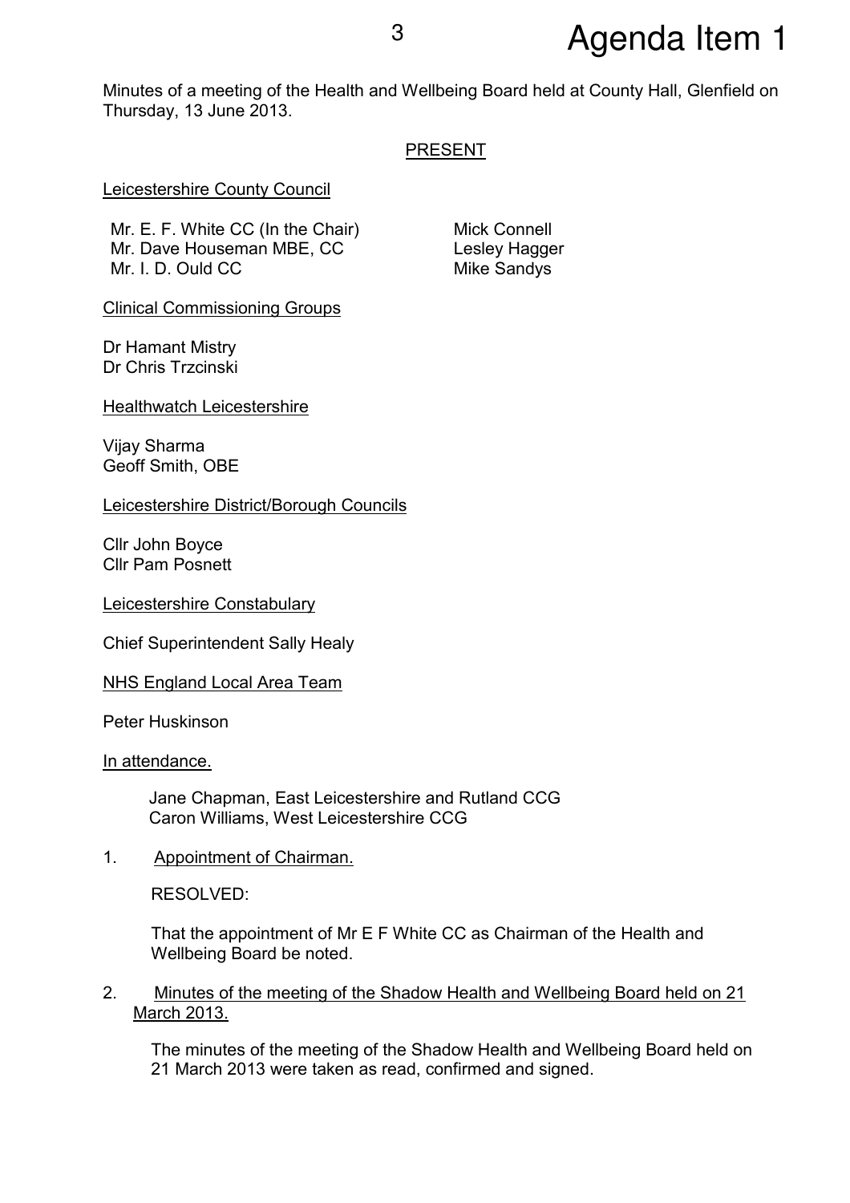# Agenda Item 1

Minutes of a meeting of the Health and Wellbeing Board held at County Hall, Glenfield on Thursday, 13 June 2013.

## PRESENT

Leicestershire County Council

Mr. E. F. White CC (In the Chair)
Mr. Dave Houseman MBE, CC
Mr. I. D. Ould CC
Mick Connell
Lesley Hagger
Mike Sandys

Clinical Commissioning Groups

Dr Hamant Mistry
Dr Chris Trzcinski

Healthwatch Leicestershire

Vijay Sharma
Geoff Smith, OBE

Leicestershire District/Borough Councils

Cllr John Boyce
Cllr Pam Posnett

Leicestershire Constabulary

Chief Superintendent Sally Healy

NHS England Local Area Team

Peter Huskinson

In attendance.

Jane Chapman, East Leicestershire and Rutland CCG
Caron Williams, West Leicestershire CCG

1. Appointment of Chairman.

RESOLVED:

That the appointment of Mr E F White CC as Chairman of the Health and Wellbeing Board be noted.

2. Minutes of the meeting of the Shadow Health and Wellbeing Board held on 21 March 2013.

The minutes of the meeting of the Shadow Health and Wellbeing Board held on 21 March 2013 were taken as read, confirmed and signed.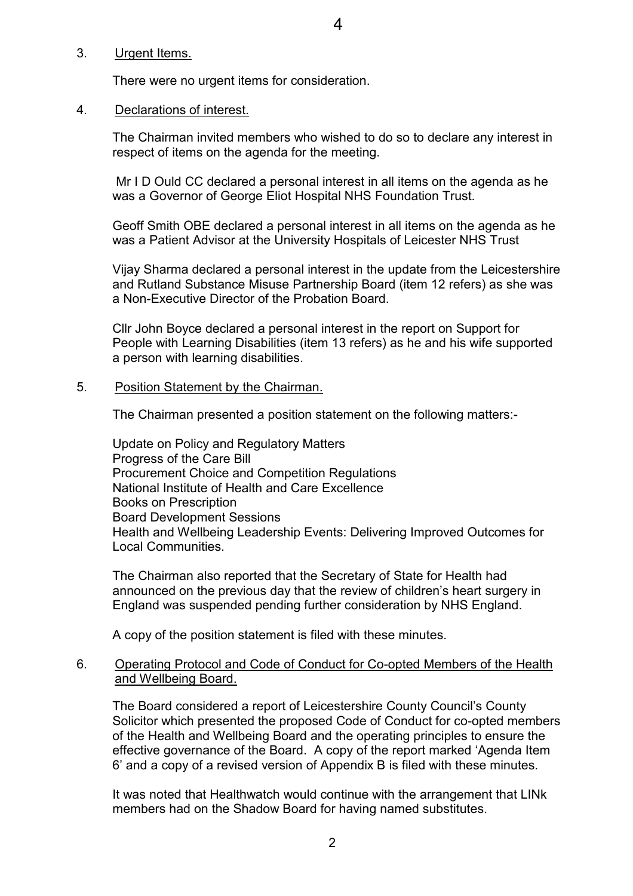3. Urgent Items.

There were no urgent items for consideration.

4. Declarations of interest.

The Chairman invited members who wished to do so to declare any interest in respect of items on the agenda for the meeting.

Mr I D Ould CC declared a personal interest in all items on the agenda as he was a Governor of George Eliot Hospital NHS Foundation Trust.

Geoff Smith OBE declared a personal interest in all items on the agenda as he was a Patient Advisor at the University Hospitals of Leicester NHS Trust

Vijay Sharma declared a personal interest in the update from the Leicestershire and Rutland Substance Misuse Partnership Board (item 12 refers) as she was a Non-Executive Director of the Probation Board.

Cllr John Boyce declared a personal interest in the report on Support for People with Learning Disabilities (item 13 refers) as he and his wife supported a person with learning disabilities.

5. Position Statement by the Chairman.

The Chairman presented a position statement on the following matters:-

Update on Policy and Regulatory Matters
Progress of the Care Bill
Procurement Choice and Competition Regulations
National Institute of Health and Care Excellence
Books on Prescription
Board Development Sessions
Health and Wellbeing Leadership Events: Delivering Improved Outcomes for Local Communities.

The Chairman also reported that the Secretary of State for Health had announced on the previous day that the review of children's heart surgery in England was suspended pending further consideration by NHS England.

A copy of the position statement is filed with these minutes.

6. Operating Protocol and Code of Conduct for Co-opted Members of the Health and Wellbeing Board.

The Board considered a report of Leicestershire County Council's County Solicitor which presented the proposed Code of Conduct for co-opted members of the Health and Wellbeing Board and the operating principles to ensure the effective governance of the Board. A copy of the report marked 'Agenda Item 6' and a copy of a revised version of Appendix B is filed with these minutes.

It was noted that Healthwatch would continue with the arrangement that LINk members had on the Shadow Board for having named substitutes.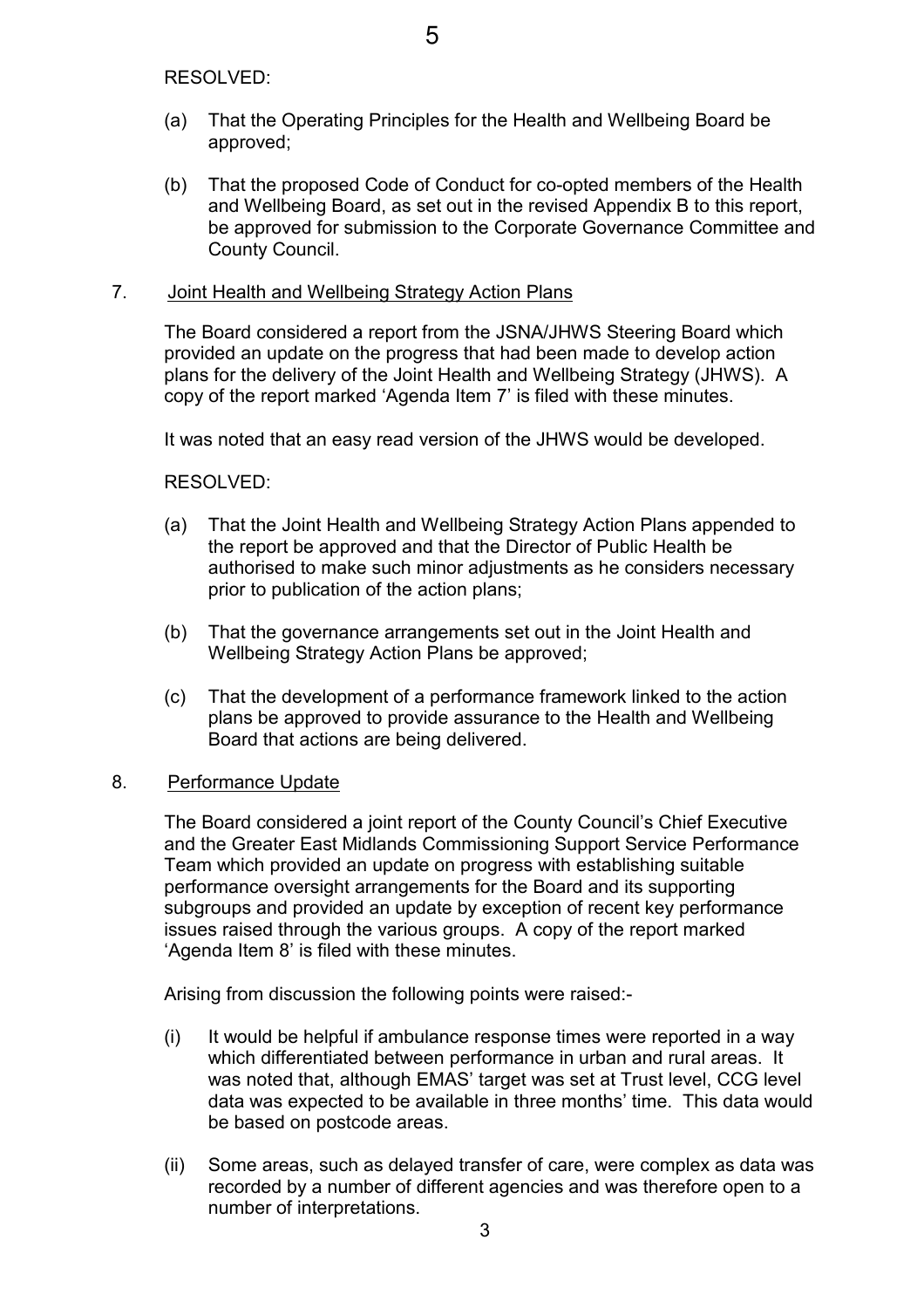RESOLVED:

(a) That the Operating Principles for the Health and Wellbeing Board be approved;

(b) That the proposed Code of Conduct for co-opted members of the Health and Wellbeing Board, as set out in the revised Appendix B to this report, be approved for submission to the Corporate Governance Committee and County Council.

7. Joint Health and Wellbeing Strategy Action Plans

The Board considered a report from the JSNA/JHWS Steering Board which provided an update on the progress that had been made to develop action plans for the delivery of the Joint Health and Wellbeing Strategy (JHWS). A copy of the report marked 'Agenda Item 7' is filed with these minutes.

It was noted that an easy read version of the JHWS would be developed.

RESOLVED:

(a) That the Joint Health and Wellbeing Strategy Action Plans appended to the report be approved and that the Director of Public Health be authorised to make such minor adjustments as he considers necessary prior to publication of the action plans;

(b) That the governance arrangements set out in the Joint Health and Wellbeing Strategy Action Plans be approved;

(c) That the development of a performance framework linked to the action plans be approved to provide assurance to the Health and Wellbeing Board that actions are being delivered.

8. Performance Update

The Board considered a joint report of the County Council's Chief Executive and the Greater East Midlands Commissioning Support Service Performance Team which provided an update on progress with establishing suitable performance oversight arrangements for the Board and its supporting subgroups and provided an update by exception of recent key performance issues raised through the various groups. A copy of the report marked 'Agenda Item 8' is filed with these minutes.

Arising from discussion the following points were raised:-

(i) It would be helpful if ambulance response times were reported in a way which differentiated between performance in urban and rural areas. It was noted that, although EMAS' target was set at Trust level, CCG level data was expected to be available in three months' time. This data would be based on postcode areas.

(ii) Some areas, such as delayed transfer of care, were complex as data was recorded by a number of different agencies and was therefore open to a number of interpretations.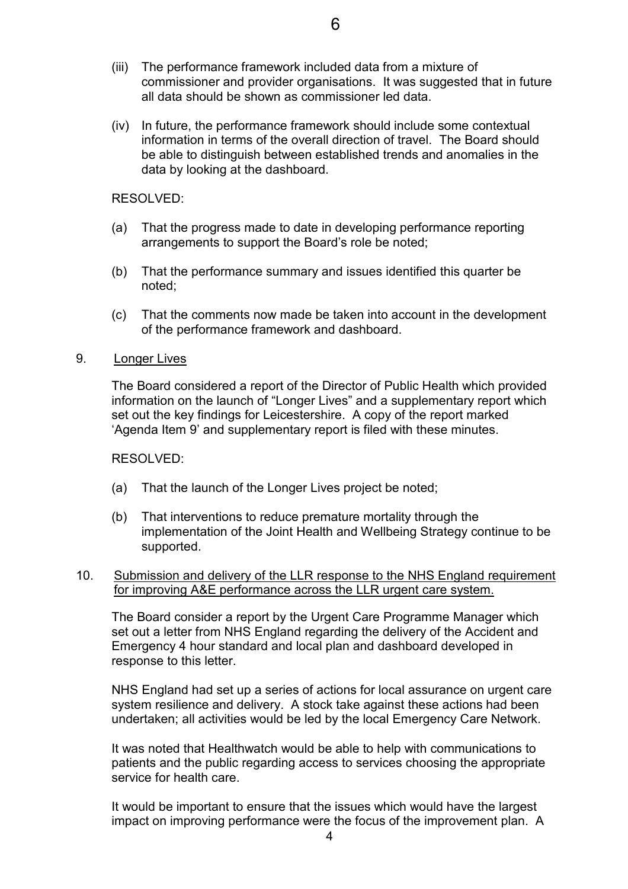(iii) The performance framework included data from a mixture of commissioner and provider organisations. It was suggested that in future all data should be shown as commissioner led data.

(iv) In future, the performance framework should include some contextual information in terms of the overall direction of travel. The Board should be able to distinguish between established trends and anomalies in the data by looking at the dashboard.

RESOLVED:

(a) That the progress made to date in developing performance reporting arrangements to support the Board's role be noted;

(b) That the performance summary and issues identified this quarter be noted;

(c) That the comments now made be taken into account in the development of the performance framework and dashboard.

9. <u>Longer Lives</u>

The Board considered a report of the Director of Public Health which provided information on the launch of "Longer Lives" and a supplementary report which set out the key findings for Leicestershire. A copy of the report marked 'Agenda Item 9' and supplementary report is filed with these minutes.

RESOLVED:

(a) That the launch of the Longer Lives project be noted;

(b) That interventions to reduce premature mortality through the implementation of the Joint Health and Wellbeing Strategy continue to be supported.

10. <u>Submission and delivery of the LLR response to the NHS England requirement for improving A&E performance across the LLR urgent care system.</u>

The Board consider a report by the Urgent Care Programme Manager which set out a letter from NHS England regarding the delivery of the Accident and Emergency 4 hour standard and local plan and dashboard developed in response to this letter.

NHS England had set up a series of actions for local assurance on urgent care system resilience and delivery. A stock take against these actions had been undertaken; all activities would be led by the local Emergency Care Network.

It was noted that Healthwatch would be able to help with communications to patients and the public regarding access to services choosing the appropriate service for health care.

It would be important to ensure that the issues which would have the largest impact on improving performance were the focus of the improvement plan. A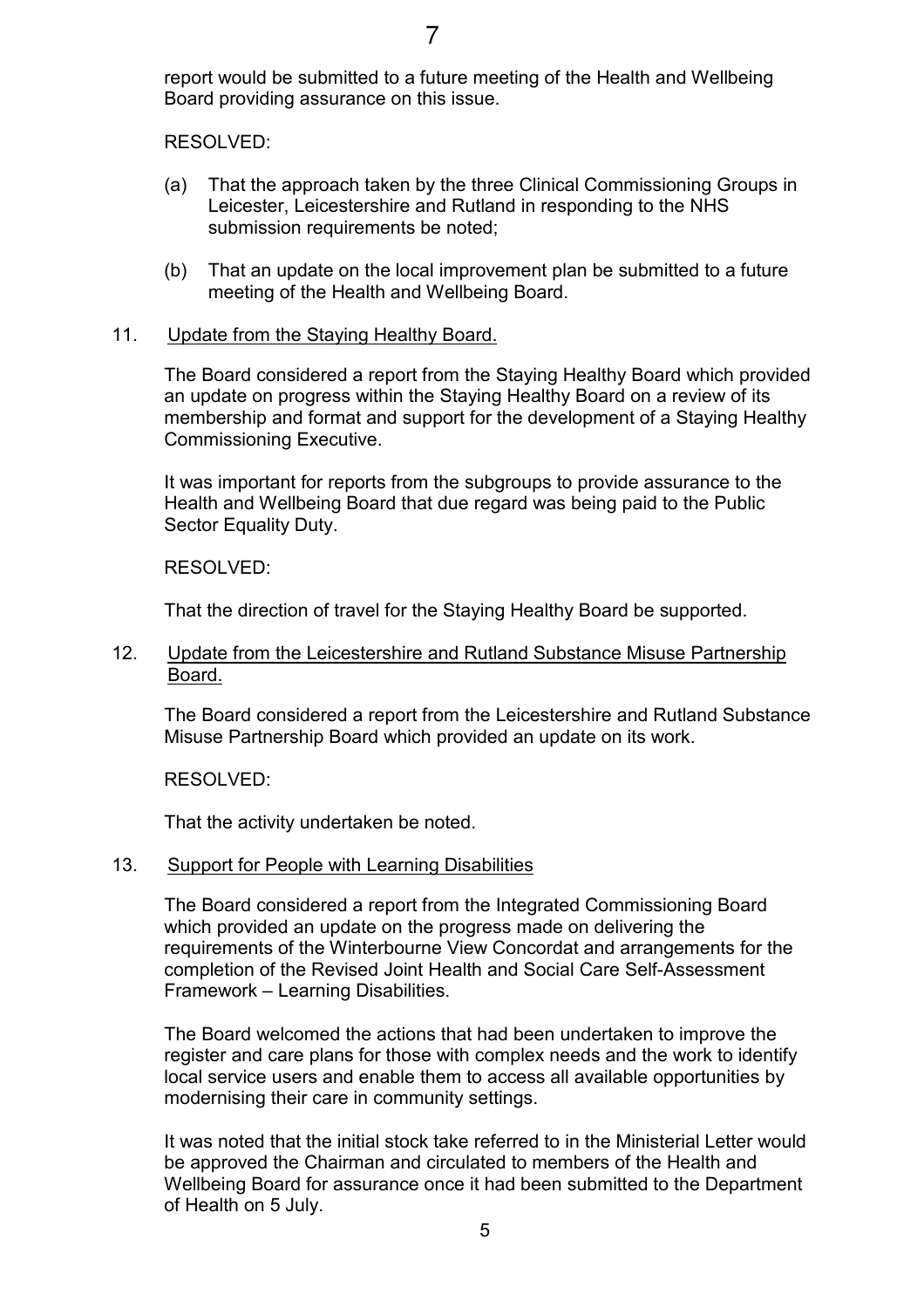report would be submitted to a future meeting of the Health and Wellbeing Board providing assurance on this issue.

RESOLVED:

(a) That the approach taken by the three Clinical Commissioning Groups in Leicester, Leicestershire and Rutland in responding to the NHS submission requirements be noted;

(b) That an update on the local improvement plan be submitted to a future meeting of the Health and Wellbeing Board.

11. Update from the Staying Healthy Board.

The Board considered a report from the Staying Healthy Board which provided an update on progress within the Staying Healthy Board on a review of its membership and format and support for the development of a Staying Healthy Commissioning Executive.

It was important for reports from the subgroups to provide assurance to the Health and Wellbeing Board that due regard was being paid to the Public Sector Equality Duty.

RESOLVED:

That the direction of travel for the Staying Healthy Board be supported.

12. Update from the Leicestershire and Rutland Substance Misuse Partnership Board.

The Board considered a report from the Leicestershire and Rutland Substance Misuse Partnership Board which provided an update on its work.

RESOLVED:

That the activity undertaken be noted.

13. Support for People with Learning Disabilities

The Board considered a report from the Integrated Commissioning Board which provided an update on the progress made on delivering the requirements of the Winterbourne View Concordat and arrangements for the completion of the Revised Joint Health and Social Care Self-Assessment Framework – Learning Disabilities.

The Board welcomed the actions that had been undertaken to improve the register and care plans for those with complex needs and the work to identify local service users and enable them to access all available opportunities by modernising their care in community settings.

It was noted that the initial stock take referred to in the Ministerial Letter would be approved the Chairman and circulated to members of the Health and Wellbeing Board for assurance once it had been submitted to the Department of Health on 5 July.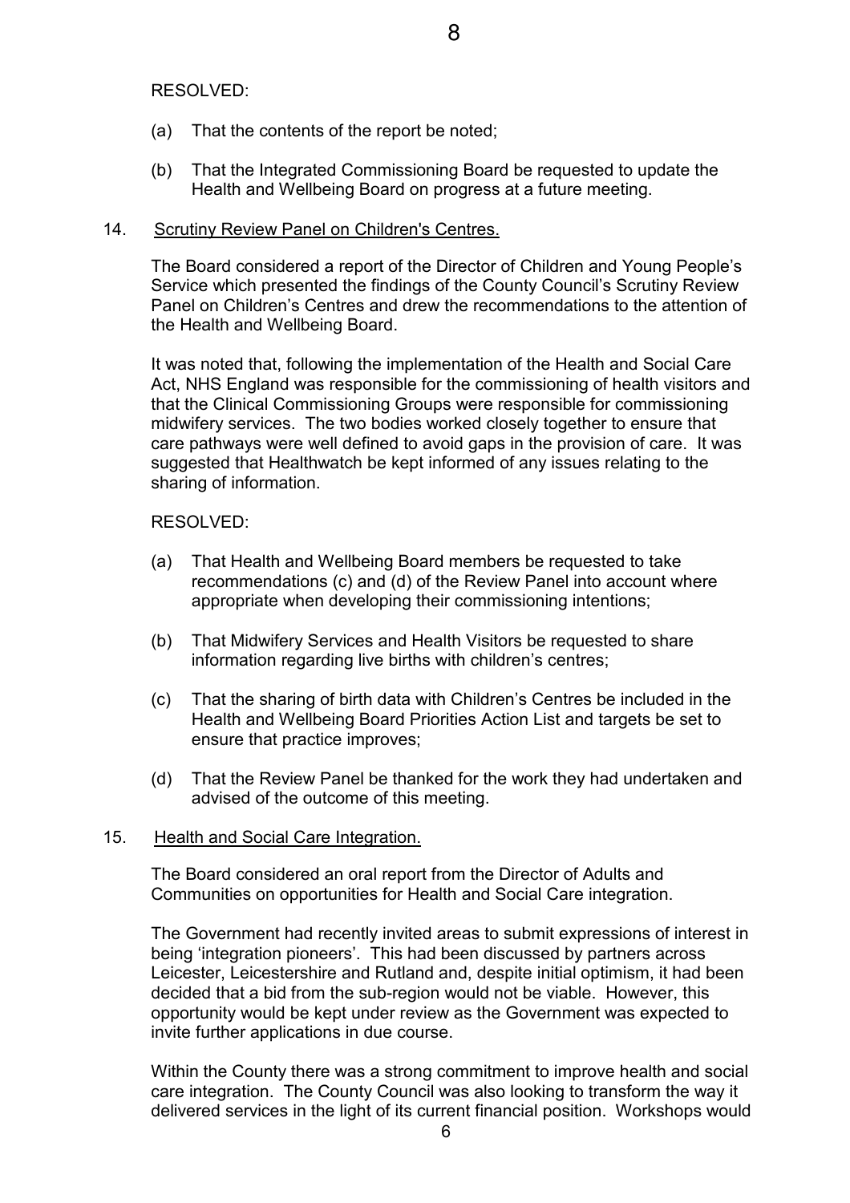RESOLVED:

(a) That the contents of the report be noted;

(b) That the Integrated Commissioning Board be requested to update the Health and Wellbeing Board on progress at a future meeting.

14. <u>Scrutiny Review Panel on Children's Centres.</u>

The Board considered a report of the Director of Children and Young People's Service which presented the findings of the County Council's Scrutiny Review Panel on Children's Centres and drew the recommendations to the attention of the Health and Wellbeing Board.

It was noted that, following the implementation of the Health and Social Care Act, NHS England was responsible for the commissioning of health visitors and that the Clinical Commissioning Groups were responsible for commissioning midwifery services. The two bodies worked closely together to ensure that care pathways were well defined to avoid gaps in the provision of care. It was suggested that Healthwatch be kept informed of any issues relating to the sharing of information.

RESOLVED:

(a) That Health and Wellbeing Board members be requested to take recommendations (c) and (d) of the Review Panel into account where appropriate when developing their commissioning intentions;

(b) That Midwifery Services and Health Visitors be requested to share information regarding live births with children's centres;

(c) That the sharing of birth data with Children's Centres be included in the Health and Wellbeing Board Priorities Action List and targets be set to ensure that practice improves;

(d) That the Review Panel be thanked for the work they had undertaken and advised of the outcome of this meeting.

15. <u>Health and Social Care Integration.</u>

The Board considered an oral report from the Director of Adults and Communities on opportunities for Health and Social Care integration.

The Government had recently invited areas to submit expressions of interest in being 'integration pioneers'. This had been discussed by partners across Leicester, Leicestershire and Rutland and, despite initial optimism, it had been decided that a bid from the sub-region would not be viable. However, this opportunity would be kept under review as the Government was expected to invite further applications in due course.

Within the County there was a strong commitment to improve health and social care integration. The County Council was also looking to transform the way it delivered services in the light of its current financial position. Workshops would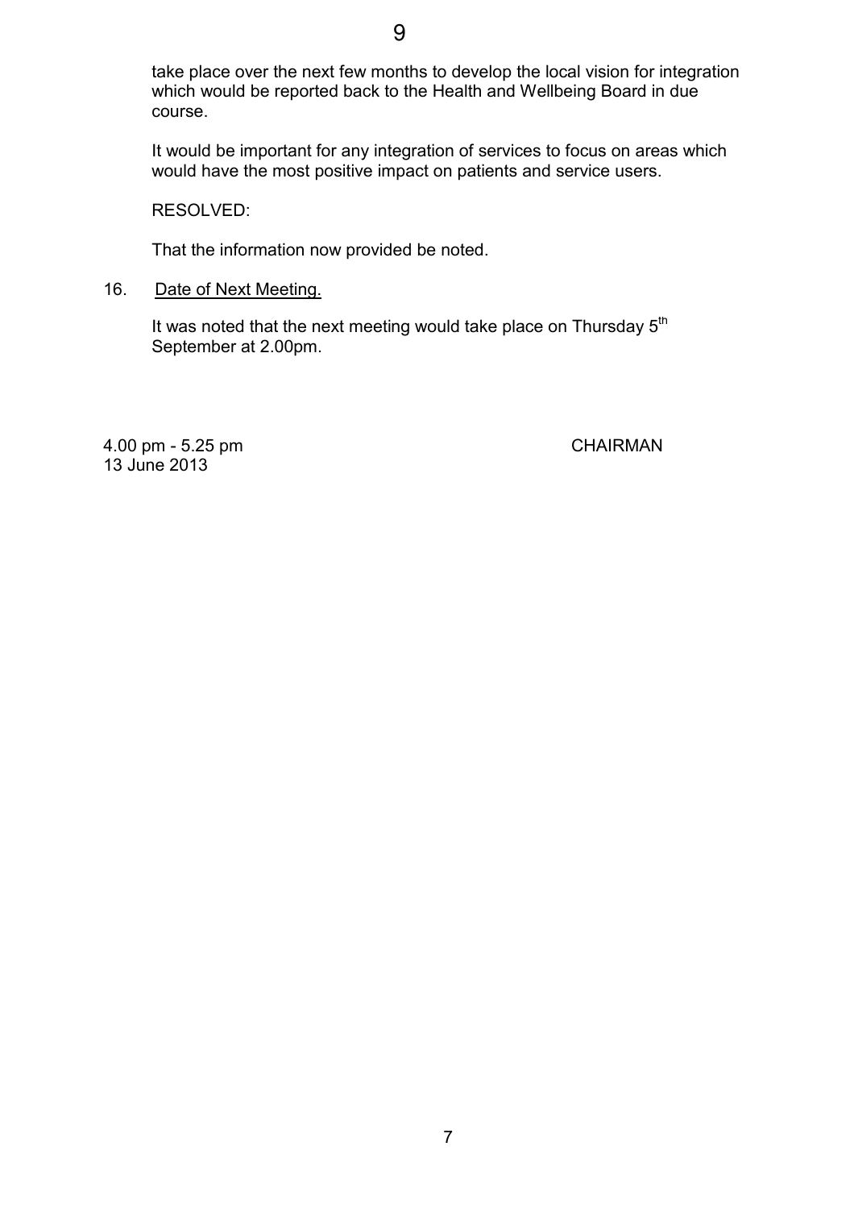take place over the next few months to develop the local vision for integration which would be reported back to the Health and Wellbeing Board in due course.

It would be important for any integration of services to focus on areas which would have the most positive impact on patients and service users.

RESOLVED:

That the information now provided be noted.

16. Date of Next Meeting.

It was noted that the next meeting would take place on Thursday 5th September at 2.00pm.

4.00 pm - 5.25 pm

13 June 2013

CHAIRMAN